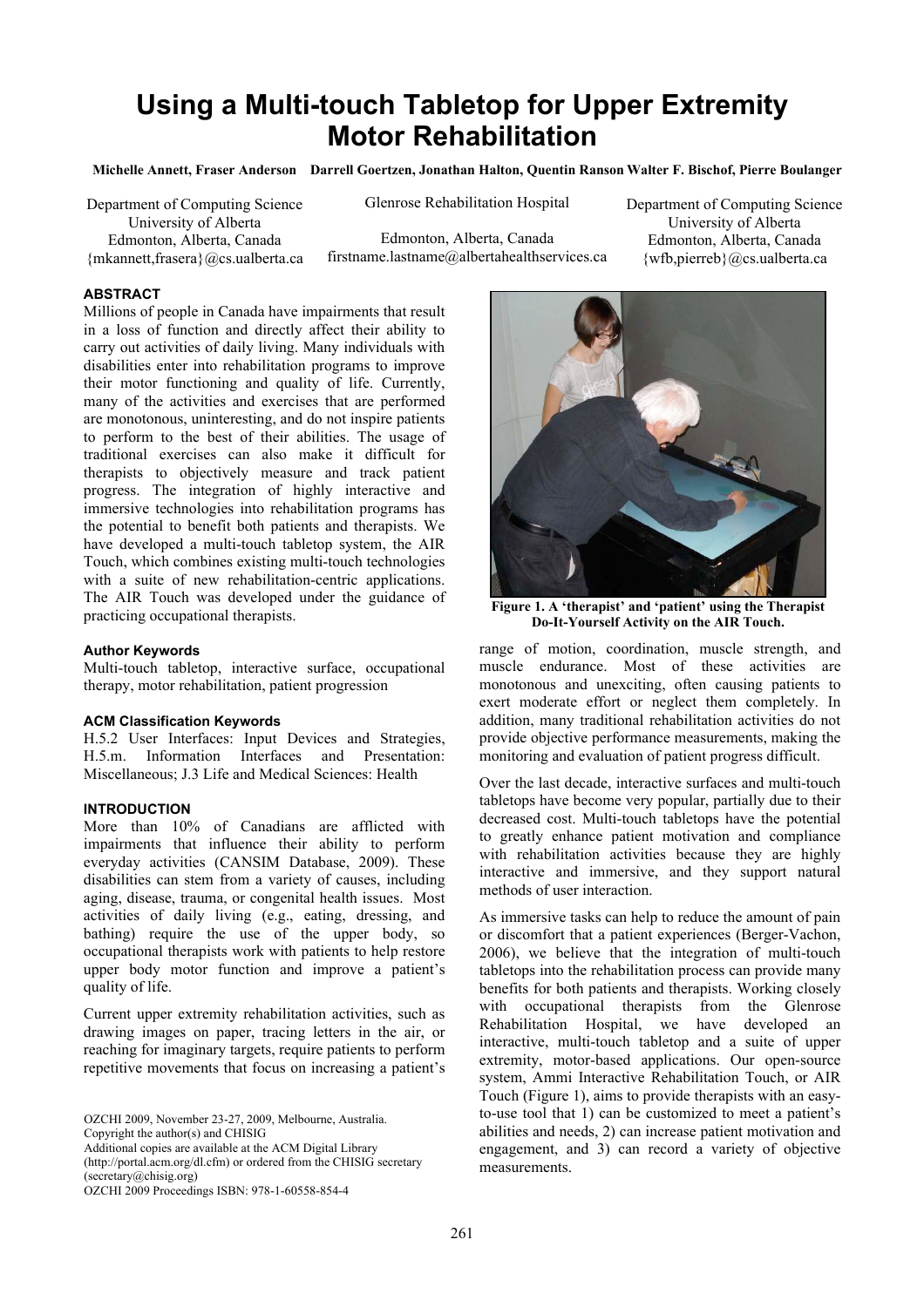# Using a Multi-touch Tabletop for Upper Extremity Motor Rehabilitation

**Michelle Annett, Fraser Anderson** **Darrell Goertzen, Jonathan Halton, Quentin Ranson** **Walter F. Bischof, Pierre Boulanger**

Department of Computing Science
University of Alberta
Edmonton, Alberta, Canada
{mkannett,frasera}@cs.ualberta.ca

Glenrose Rehabilitation Hospital

Edmonton, Alberta, Canada
firstname.lastname@albertahealthservices.ca

Department of Computing Science
University of Alberta
Edmonton, Alberta, Canada
{wfb,pierreb}@cs.ualberta.ca

#### ABSTRACT

Millions of people in Canada have impairments that result in a loss of function and directly affect their ability to carry out activities of daily living. Many individuals with disabilities enter into rehabilitation programs to improve their motor functioning and quality of life. Currently, many of the activities and exercises that are performed are monotonous, uninteresting, and do not inspire patients to perform to the best of their abilities. The usage of traditional exercises can also make it difficult for therapists to objectively measure and track patient progress. The integration of highly interactive and immersive technologies into rehabilitation programs has the potential to benefit both patients and therapists. We have developed a multi-touch tabletop system, the AIR Touch, which combines existing multi-touch technologies with a suite of new rehabilitation-centric applications. The AIR Touch was developed under the guidance of practicing occupational therapists.

#### Author Keywords

Multi-touch tabletop, interactive surface, occupational therapy, motor rehabilitation, patient progression

#### ACM Classification Keywords

H.5.2 User Interfaces: Input Devices and Strategies, H.5.m. Information Interfaces and Presentation: Miscellaneous; J.3 Life and Medical Sciences: Health

#### INTRODUCTION

More than 10% of Canadians are afflicted with impairments that influence their ability to perform everyday activities (CANSIM Database, 2009). These disabilities can stem from a variety of causes, including aging, disease, trauma, or congenital health issues. Most activities of daily living (e.g., eating, dressing, and bathing) require the use of the upper body, so occupational therapists work with patients to help restore upper body motor function and improve a patient's quality of life.

Current upper extremity rehabilitation activities, such as drawing images on paper, tracing letters in the air, or reaching for imaginary targets, require patients to perform repetitive movements that focus on increasing a patient's range of motion, coordination, muscle strength, and muscle endurance. Most of these activities are monotonous and unexciting, often causing patients to exert moderate effort or neglect them completely. In addition, many traditional rehabilitation activities do not provide objective performance measurements, making the monitoring and evaluation of patient progress difficult.

**Figure 1. A 'therapist' and 'patient' using the Therapist Do-It-Yourself Activity on the AIR Touch.**

Over the last decade, interactive surfaces and multi-touch tabletops have become very popular, partially due to their decreased cost. Multi-touch tabletops have the potential to greatly enhance patient motivation and compliance with rehabilitation activities because they are highly interactive and immersive, and they support natural methods of user interaction.

As immersive tasks can help to reduce the amount of pain or discomfort that a patient experiences (Berger-Vachon, 2006), we believe that the integration of multi-touch tabletops into the rehabilitation process can provide many benefits for both patients and therapists. Working closely with occupational therapists from the Glenrose Rehabilitation Hospital, we have developed an interactive, multi-touch tabletop and a suite of upper extremity, motor-based applications. Our open-source system, Ammi Interactive Rehabilitation Touch, or AIR Touch (Figure 1), aims to provide therapists with an easy-to-use tool that 1) can be customized to meet a patient's abilities and needs, 2) can increase patient motivation and engagement, and 3) can record a variety of objective measurements.

OZCHI 2009, November 23-27, 2009, Melbourne, Australia.
Copyright the author(s) and CHISIG
Additional copies are available at the ACM Digital Library (http://portal.acm.org/dl.cfm) or ordered from the CHISIG secretary (secretary@chisig.org)
OZCHI 2009 Proceedings ISBN: 978-1-60558-854-4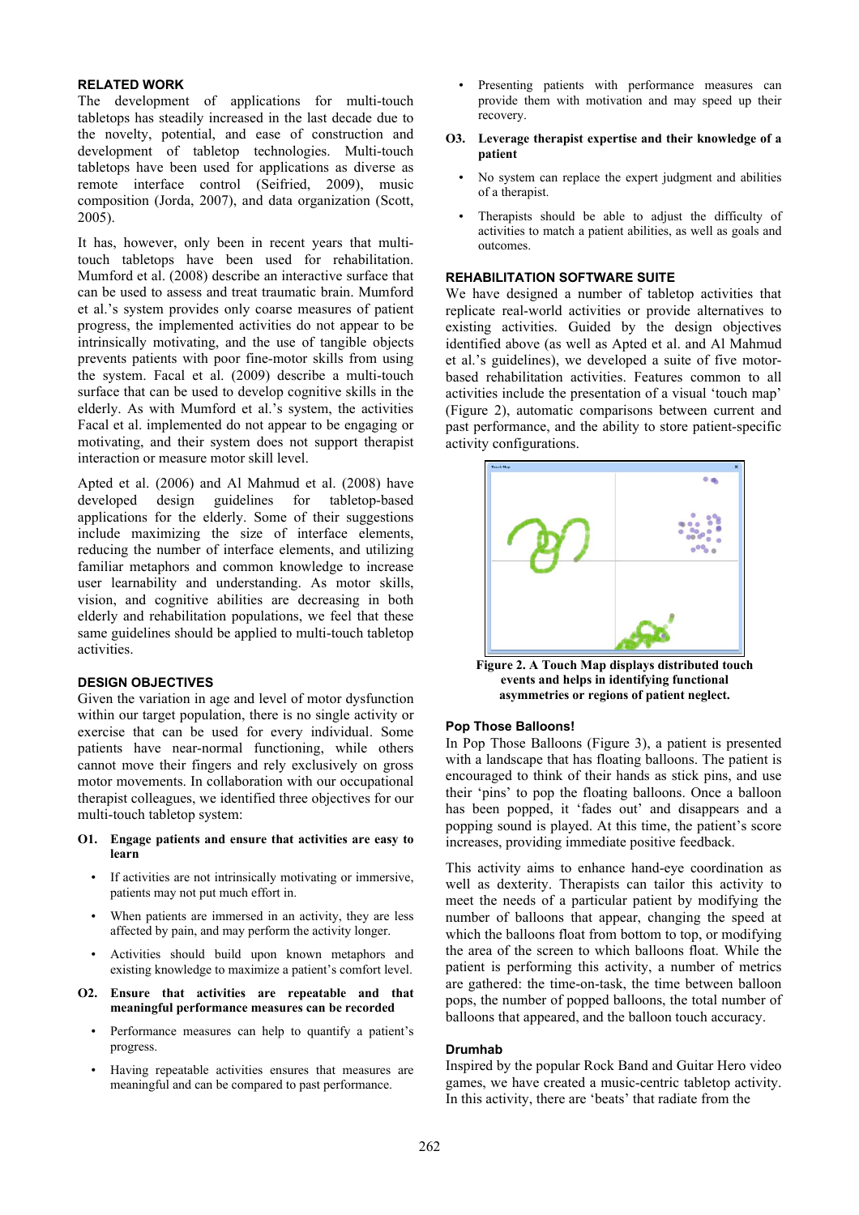## RELATED WORK

The development of applications for multi-touch tabletops has steadily increased in the last decade due to the novelty, potential, and ease of construction and development of tabletop technologies. Multi-touch tabletops have been used for applications as diverse as remote interface control (Seifried, 2009), music composition (Jorda, 2007), and data organization (Scott, 2005).

It has, however, only been in recent years that multi-touch tabletops have been used for rehabilitation. Mumford et al. (2008) describe an interactive surface that can be used to assess and treat traumatic brain. Mumford et al.'s system provides only coarse measures of patient progress, the implemented activities do not appear to be intrinsically motivating, and the use of tangible objects prevents patients with poor fine-motor skills from using the system. Facal et al. (2009) describe a multi-touch surface that can be used to develop cognitive skills in the elderly. As with Mumford et al.'s system, the activities Facal et al. implemented do not appear to be engaging or motivating, and their system does not support therapist interaction or measure motor skill level.

Apted et al. (2006) and Al Mahmud et al. (2008) have developed design guidelines for tabletop-based applications for the elderly. Some of their suggestions include maximizing the size of interface elements, reducing the number of interface elements, and utilizing familiar metaphors and common knowledge to increase user learnability and understanding. As motor skills, vision, and cognitive abilities are decreasing in both elderly and rehabilitation populations, we feel that these same guidelines should be applied to multi-touch tabletop activities.

## DESIGN OBJECTIVES

Given the variation in age and level of motor dysfunction within our target population, there is no single activity or exercise that can be used for every individual. Some patients have near-normal functioning, while others cannot move their fingers and rely exclusively on gross motor movements. In collaboration with our occupational therapist colleagues, we identified three objectives for our multi-touch tabletop system:

**O1. Engage patients and ensure that activities are easy to learn**

- If activities are not intrinsically motivating or immersive, patients may not put much effort in.
- When patients are immersed in an activity, they are less affected by pain, and may perform the activity longer.
- Activities should build upon known metaphors and existing knowledge to maximize a patient's comfort level.

**O2. Ensure that activities are repeatable and that meaningful performance measures can be recorded**

- Performance measures can help to quantify a patient's progress.
- Having repeatable activities ensures that measures are meaningful and can be compared to past performance.
- Presenting patients with performance measures can provide them with motivation and may speed up their recovery.

**O3. Leverage therapist expertise and their knowledge of a patient**

- No system can replace the expert judgment and abilities of a therapist.
- Therapists should be able to adjust the difficulty of activities to match a patient abilities, as well as goals and outcomes.

## REHABILITATION SOFTWARE SUITE

We have designed a number of tabletop activities that replicate real-world activities or provide alternatives to existing activities. Guided by the design objectives identified above (as well as Apted et al. and Al Mahmud et al.'s guidelines), we developed a suite of five motor-based rehabilitation activities. Features common to all activities include the presentation of a visual 'touch map' (Figure 2), automatic comparisons between current and past performance, and the ability to store patient-specific activity configurations.

**Figure 2. A Touch Map displays distributed touch events and helps in identifying functional asymmetries or regions of patient neglect.**

### Pop Those Balloons!

In Pop Those Balloons (Figure 3), a patient is presented with a landscape that has floating balloons. The patient is encouraged to think of their hands as stick pins, and use their 'pins' to pop the floating balloons. Once a balloon has been popped, it 'fades out' and disappears and a popping sound is played. At this time, the patient's score increases, providing immediate positive feedback.

This activity aims to enhance hand-eye coordination as well as dexterity. Therapists can tailor this activity to meet the needs of a particular patient by modifying the number of balloons that appear, changing the speed at which the balloons float from bottom to top, or modifying the area of the screen to which balloons float. While the patient is performing this activity, a number of metrics are gathered: the time-on-task, the time between balloon pops, the number of popped balloons, the total number of balloons that appeared, and the balloon touch accuracy.

### Drumhab

Inspired by the popular Rock Band and Guitar Hero video games, we have created a music-centric tabletop activity. In this activity, there are 'beats' that radiate from the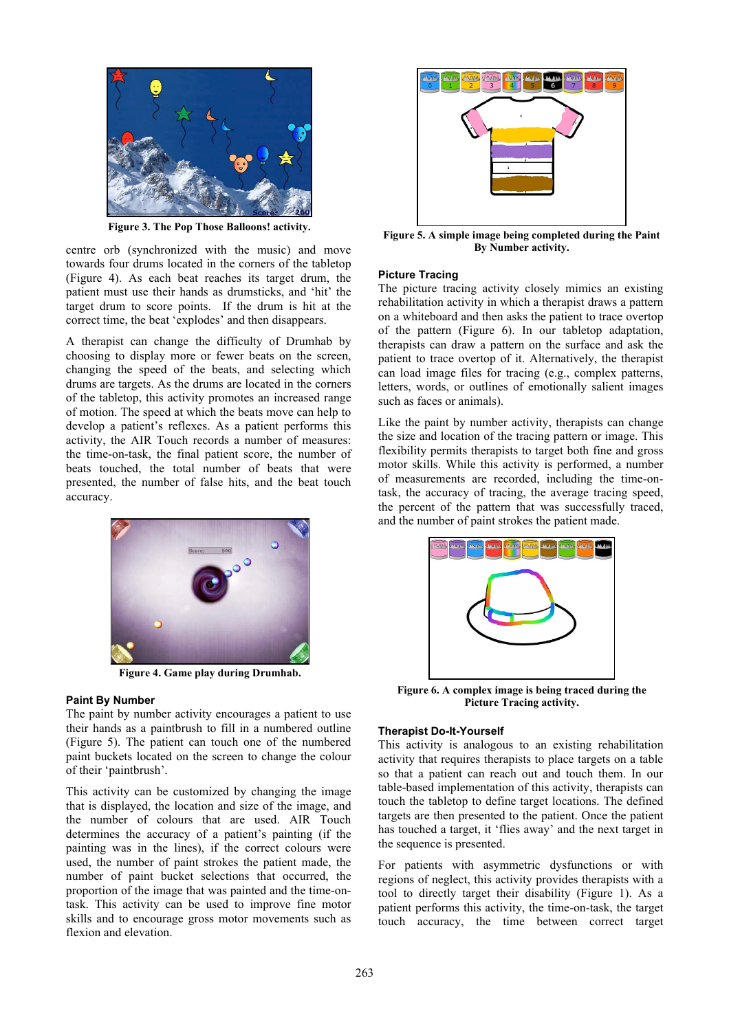Figure 3. The Pop Those Balloons! activity.

centre orb (synchronized with the music) and move towards four drums located in the corners of the tabletop (Figure 4). As each beat reaches its target drum, the patient must use their hands as drumsticks, and 'hit' the target drum to score points. If the drum is hit at the correct time, the beat 'explodes' and then disappears.

A therapist can change the difficulty of Drumhab by choosing to display more or fewer beats on the screen, changing the speed of the beats, and selecting which drums are targets. As the drums are located in the corners of the tabletop, this activity promotes an increased range of motion. The speed at which the beats move can help to develop a patient's reflexes. As a patient performs this activity, the AIR Touch records a number of measures: the time-on-task, the final patient score, the number of beats touched, the total number of beats that were presented, the number of false hits, and the beat touch accuracy.

Figure 4. Game play during Drumhab.

### Paint By Number

The paint by number activity encourages a patient to use their hands as a paintbrush to fill in a numbered outline (Figure 5). The patient can touch one of the numbered paint buckets located on the screen to change the colour of their 'paintbrush'.

This activity can be customized by changing the image that is displayed, the location and size of the image, and the number of colours that are used. AIR Touch determines the accuracy of a patient's painting (if the painting was in the lines), if the correct colours were used, the number of paint strokes the patient made, the number of paint bucket selections that occurred, the proportion of the image that was painted and the time-on-task. This activity can be used to improve fine motor skills and to encourage gross motor movements such as flexion and elevation.

Figure 5. A simple image being completed during the Paint By Number activity.

### Picture Tracing

The picture tracing activity closely mimics an existing rehabilitation activity in which a therapist draws a pattern on a whiteboard and then asks the patient to trace overtop of the pattern (Figure 6). In our tabletop adaptation, therapists can draw a pattern on the surface and ask the patient to trace overtop of it. Alternatively, the therapist can load image files for tracing (e.g., complex patterns, letters, words, or outlines of emotionally salient images such as faces or animals).

Like the paint by number activity, therapists can change the size and location of the tracing pattern or image. This flexibility permits therapists to target both fine and gross motor skills. While this activity is performed, a number of measurements are recorded, including the time-on-task, the accuracy of tracing, the average tracing speed, the percent of the pattern that was successfully traced, and the number of paint strokes the patient made.

Figure 6. A complex image is being traced during the Picture Tracing activity.

### Therapist Do-It-Yourself

This activity is analogous to an existing rehabilitation activity that requires therapists to place targets on a table so that a patient can reach out and touch them. In our table-based implementation of this activity, therapists can touch the tabletop to define target locations. The defined targets are then presented to the patient. Once the patient has touched a target, it 'flies away' and the next target in the sequence is presented.

For patients with asymmetric dysfunctions or with regions of neglect, this activity provides therapists with a tool to directly target their disability (Figure 1). As a patient performs this activity, the time-on-task, the target touch accuracy, the time between correct target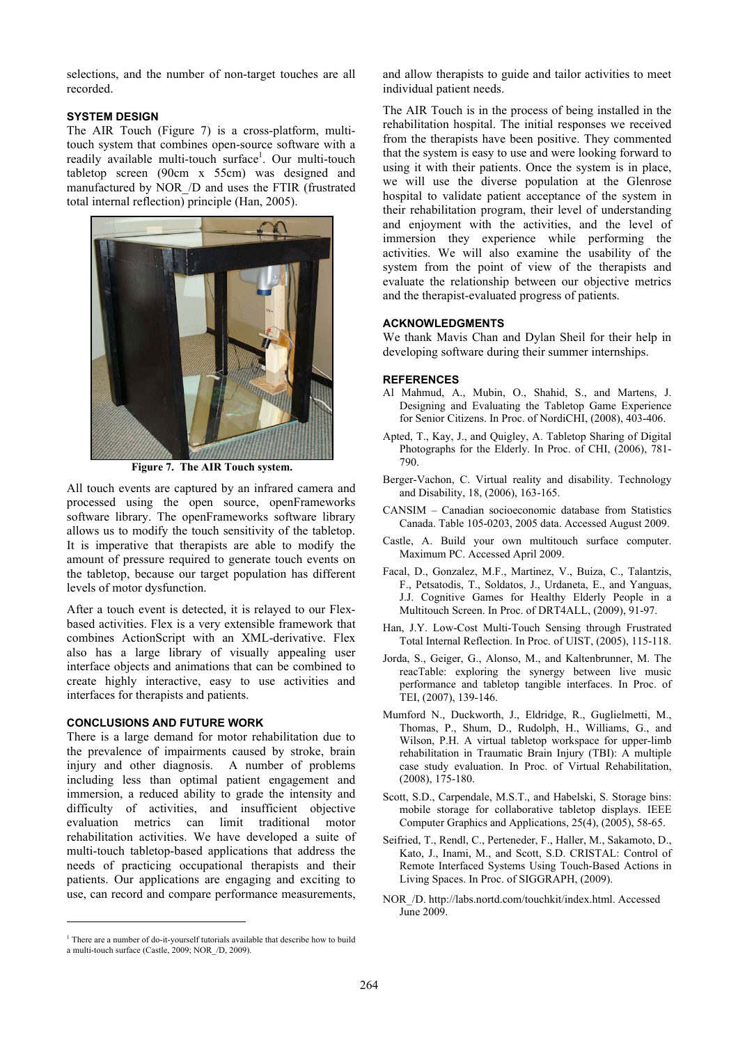selections, and the number of non-target touches are all recorded.

## SYSTEM DESIGN

The AIR Touch (Figure 7) is a cross-platform, multi-touch system that combines open-source software with a readily available multi-touch surface[1]. Our multi-touch tabletop screen (90cm x 55cm) was designed and manufactured by NOR_/D and uses the FTIR (frustrated total internal reflection) principle (Han, 2005).

**Figure 7. The AIR Touch system.**

All touch events are captured by an infrared camera and processed using the open source, openFrameworks software library. The openFrameworks software library allows us to modify the touch sensitivity of the tabletop. It is imperative that therapists are able to modify the amount of pressure required to generate touch events on the tabletop, because our target population has different levels of motor dysfunction.

After a touch event is detected, it is relayed to our Flex-based activities. Flex is a very extensible framework that combines ActionScript with an XML-derivative. Flex also has a large library of visually appealing user interface objects and animations that can be combined to create highly interactive, easy to use activities and interfaces for therapists and patients.

## CONCLUSIONS AND FUTURE WORK

There is a large demand for motor rehabilitation due to the prevalence of impairments caused by stroke, brain injury and other diagnosis. A number of problems including less than optimal patient engagement and immersion, a reduced ability to grade the intensity and difficulty of activities, and insufficient objective evaluation metrics can limit traditional motor rehabilitation activities. We have developed a suite of multi-touch tabletop-based applications that address the needs of practicing occupational therapists and their patients. Our applications are engaging and exciting to use, can record and compare performance measurements, and allow therapists to guide and tailor activities to meet individual patient needs.

The AIR Touch is in the process of being installed in the rehabilitation hospital. The initial responses we received from the therapists have been positive. They commented that the system is easy to use and were looking forward to using it with their patients. Once the system is in place, we will use the diverse population at the Glenrose hospital to validate patient acceptance of the system in their rehabilitation program, their level of understanding and enjoyment with the activities, and the level of immersion they experience while performing the activities. We will also examine the usability of the system from the point of view of the therapists and evaluate the relationship between our objective metrics and the therapist-evaluated progress of patients.

## ACKNOWLEDGMENTS

We thank Mavis Chan and Dylan Sheil for their help in developing software during their summer internships.

## REFERENCES

Al Mahmud, A., Mubin, O., Shahid, S., and Martens, J. Designing and Evaluating the Tabletop Game Experience for Senior Citizens. In Proc. of NordiCHI, (2008), 403-406.

Apted, T., Kay, J., and Quigley, A. Tabletop Sharing of Digital Photographs for the Elderly. In Proc. of CHI, (2006), 781-790.

Berger-Vachon, C. Virtual reality and disability. Technology and Disability, 18, (2006), 163-165.

CANSIM – Canadian socioeconomic database from Statistics Canada. Table 105-0203, 2005 data. Accessed August 2009.

Castle, A. Build your own multitouch surface computer. Maximum PC. Accessed April 2009.

Facal, D., Gonzalez, M.F., Martinez, V., Buiza, C., Talantzis, F., Petsatodis, T., Soldatos, J., Urdaneta, E., and Yanguas, J.J. Cognitive Games for Healthy Elderly People in a Multitouch Screen. In Proc. of DRT4ALL, (2009), 91-97.

Han, J.Y. Low-Cost Multi-Touch Sensing through Frustrated Total Internal Reflection. In Proc. of UIST, (2005), 115-118.

Jorda, S., Geiger, G., Alonso, M., and Kaltenbrunner, M. The reacTable: exploring the synergy between live music performance and tabletop tangible interfaces. In Proc. of TEI, (2007), 139-146.

Mumford N., Duckworth, J., Eldridge, R., Guglielmetti, M., Thomas, P., Shum, D., Rudolph, H., Williams, G., and Wilson, P.H. A virtual tabletop workspace for upper-limb rehabilitation in Traumatic Brain Injury (TBI): A multiple case study evaluation. In Proc. of Virtual Rehabilitation, (2008), 175-180.

Scott, S.D., Carpendale, M.S.T., and Habelski, S. Storage bins: mobile storage for collaborative tabletop displays. IEEE Computer Graphics and Applications, 25(4), (2005), 58-65.

Seifried, T., Rendl, C., Perteneder, F., Haller, M., Sakamoto, D., Kato, J., Inami, M., and Scott, S.D. CRISTAL: Control of Remote Interfaced Systems Using Touch-Based Actions in Living Spaces. In Proc. of SIGGRAPH, (2009).

NOR_/D. http://labs.nortd.com/touchkit/index.html. Accessed June 2009.

[1] There are a number of do-it-yourself tutorials available that describe how to build a multi-touch surface (Castle, 2009; NOR_/D, 2009).